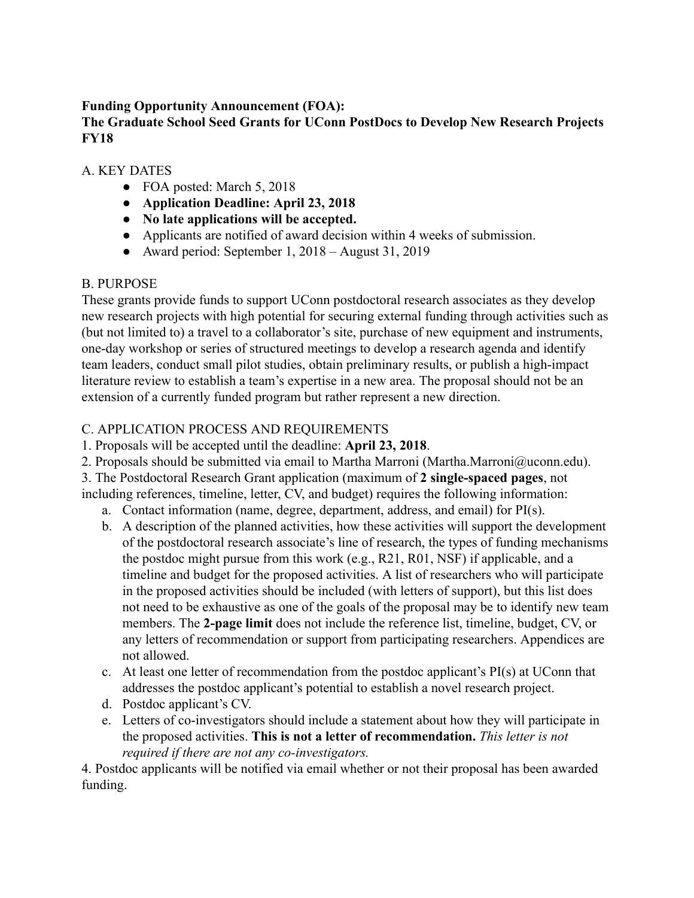**Funding Opportunity Announcement (FOA):**
**The Graduate School Seed Grants for UConn PostDocs to Develop New Research Projects FY18**

A. KEY DATES

- FOA posted: March 5, 2018
- **Application Deadline: April 23, 2018**
- **No late applications will be accepted.**
- Applicants are notified of award decision within 4 weeks of submission.
- Award period: September 1, 2018 – August 31, 2019

B. PURPOSE

These grants provide funds to support UConn postdoctoral research associates as they develop new research projects with high potential for securing external funding through activities such as (but not limited to) a travel to a collaborator's site, purchase of new equipment and instruments, one-day workshop or series of structured meetings to develop a research agenda and identify team leaders, conduct small pilot studies, obtain preliminary results, or publish a high-impact literature review to establish a team's expertise in a new area. The proposal should not be an extension of a currently funded program but rather represent a new direction.

C. APPLICATION PROCESS AND REQUIREMENTS

1. Proposals will be accepted until the deadline: **April 23, 2018**.
2. Proposals should be submitted via email to Martha Marroni (Martha.Marroni@uconn.edu).
3. The Postdoctoral Research Grant application (maximum of **2 single-spaced pages**, not including references, timeline, letter, CV, and budget) requires the following information:
   a. Contact information (name, degree, department, address, and email) for PI(s).
   b. A description of the planned activities, how these activities will support the development of the postdoctoral research associate's line of research, the types of funding mechanisms the postdoc might pursue from this work (e.g., R21, R01, NSF) if applicable, and a timeline and budget for the proposed activities. A list of researchers who will participate in the proposed activities should be included (with letters of support), but this list does not need to be exhaustive as one of the goals of the proposal may be to identify new team members. The **2-page limit** does not include the reference list, timeline, budget, CV, or any letters of recommendation or support from participating researchers. Appendices are not allowed.
   c. At least one letter of recommendation from the postdoc applicant's PI(s) at UConn that addresses the postdoc applicant's potential to establish a novel research project.
   d. Postdoc applicant's CV.
   e. Letters of co-investigators should include a statement about how they will participate in the proposed activities. **This is not a letter of recommendation.** *This letter is not required if there are not any co-investigators.*
4. Postdoc applicants will be notified via email whether or not their proposal has been awarded funding.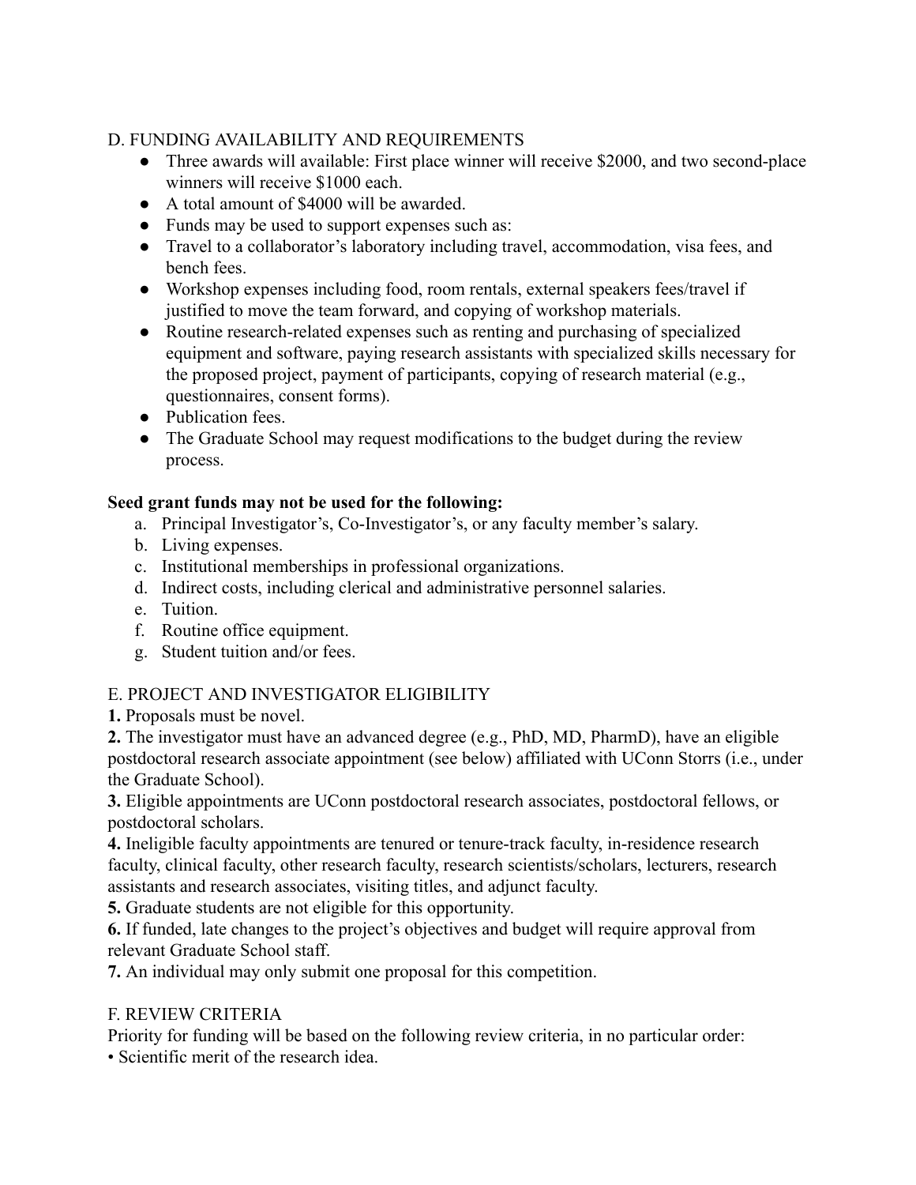## D. FUNDING AVAILABILITY AND REQUIREMENTS

- Three awards will available: First place winner will receive $2000, and two second-place winners will receive $1000 each.
- A total amount of $4000 will be awarded.
- Funds may be used to support expenses such as:
- Travel to a collaborator's laboratory including travel, accommodation, visa fees, and bench fees.
- Workshop expenses including food, room rentals, external speakers fees/travel if justified to move the team forward, and copying of workshop materials.
- Routine research-related expenses such as renting and purchasing of specialized equipment and software, paying research assistants with specialized skills necessary for the proposed project, payment of participants, copying of research material (e.g., questionnaires, consent forms).
- Publication fees.
- The Graduate School may request modifications to the budget during the review process.

**Seed grant funds may not be used for the following:**

a. Principal Investigator's, Co-Investigator's, or any faculty member's salary.
b. Living expenses.
c. Institutional memberships in professional organizations.
d. Indirect costs, including clerical and administrative personnel salaries.
e. Tuition.
f. Routine office equipment.
g. Student tuition and/or fees.

## E. PROJECT AND INVESTIGATOR ELIGIBILITY

**1.** Proposals must be novel.
**2.** The investigator must have an advanced degree (e.g., PhD, MD, PharmD), have an eligible postdoctoral research associate appointment (see below) affiliated with UConn Storrs (i.e., under the Graduate School).
**3.** Eligible appointments are UConn postdoctoral research associates, postdoctoral fellows, or postdoctoral scholars.
**4.** Ineligible faculty appointments are tenured or tenure-track faculty, in-residence research faculty, clinical faculty, other research faculty, research scientists/scholars, lecturers, research assistants and research associates, visiting titles, and adjunct faculty.
**5.** Graduate students are not eligible for this opportunity.
**6.** If funded, late changes to the project's objectives and budget will require approval from relevant Graduate School staff.
**7.** An individual may only submit one proposal for this competition.

## F. REVIEW CRITERIA

Priority for funding will be based on the following review criteria, in no particular order:

- Scientific merit of the research idea.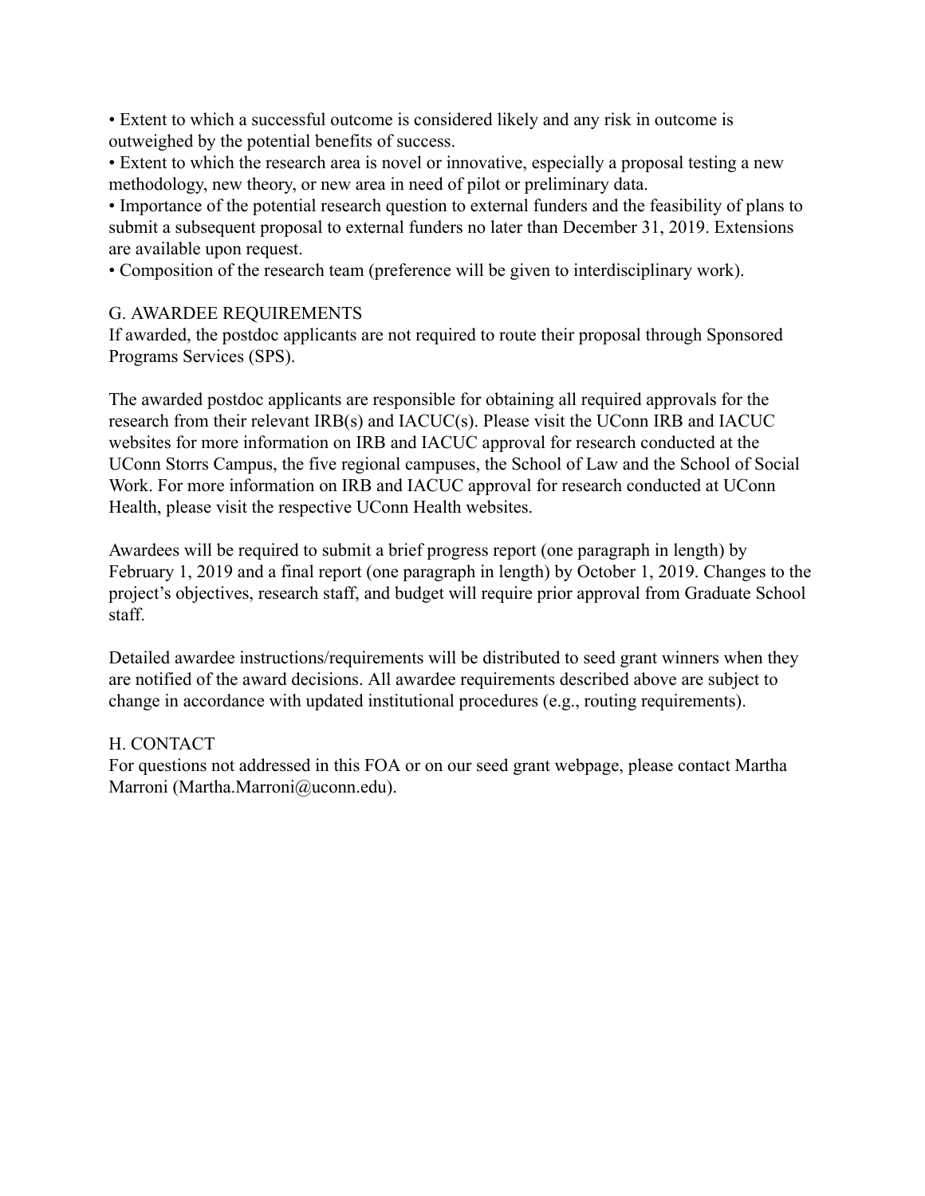• Extent to which a successful outcome is considered likely and any risk in outcome is outweighed by the potential benefits of success.
• Extent to which the research area is novel or innovative, especially a proposal testing a new methodology, new theory, or new area in need of pilot or preliminary data.
• Importance of the potential research question to external funders and the feasibility of plans to submit a subsequent proposal to external funders no later than December 31, 2019. Extensions are available upon request.
• Composition of the research team (preference will be given to interdisciplinary work).

## G. AWARDEE REQUIREMENTS

If awarded, the postdoc applicants are not required to route their proposal through Sponsored Programs Services (SPS).

The awarded postdoc applicants are responsible for obtaining all required approvals for the research from their relevant IRB(s) and IACUC(s). Please visit the UConn IRB and IACUC websites for more information on IRB and IACUC approval for research conducted at the UConn Storrs Campus, the five regional campuses, the School of Law and the School of Social Work. For more information on IRB and IACUC approval for research conducted at UConn Health, please visit the respective UConn Health websites.

Awardees will be required to submit a brief progress report (one paragraph in length) by February 1, 2019 and a final report (one paragraph in length) by October 1, 2019. Changes to the project's objectives, research staff, and budget will require prior approval from Graduate School staff.

Detailed awardee instructions/requirements will be distributed to seed grant winners when they are notified of the award decisions. All awardee requirements described above are subject to change in accordance with updated institutional procedures (e.g., routing requirements).

## H. CONTACT

For questions not addressed in this FOA or on our seed grant webpage, please contact Martha Marroni (Martha.Marroni@uconn.edu).